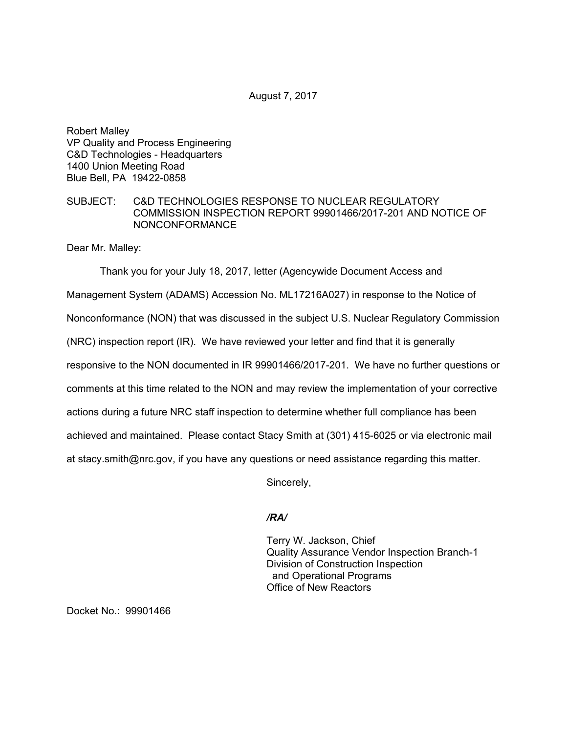August 7, 2017

Robert Malley
VP Quality and Process Engineering
C&D Technologies - Headquarters
1400 Union Meeting Road
Blue Bell, PA 19422-0858

SUBJECT: C&D TECHNOLOGIES RESPONSE TO NUCLEAR REGULATORY COMMISSION INSPECTION REPORT 99901466/2017-201 AND NOTICE OF NONCONFORMANCE

Dear Mr. Malley:

Thank you for your July 18, 2017, letter (Agencywide Document Access and Management System (ADAMS) Accession No. ML17216A027) in response to the Notice of Nonconformance (NON) that was discussed in the subject U.S. Nuclear Regulatory Commission (NRC) inspection report (IR). We have reviewed your letter and find that it is generally responsive to the NON documented in IR 99901466/2017-201. We have no further questions or comments at this time related to the NON and may review the implementation of your corrective actions during a future NRC staff inspection to determine whether full compliance has been achieved and maintained. Please contact Stacy Smith at (301) 415-6025 or via electronic mail at stacy.smith@nrc.gov, if you have any questions or need assistance regarding this matter.

Sincerely,

*/RA/*

Terry W. Jackson, Chief
Quality Assurance Vendor Inspection Branch-1
Division of Construction Inspection
and Operational Programs
Office of New Reactors

Docket No.: 99901466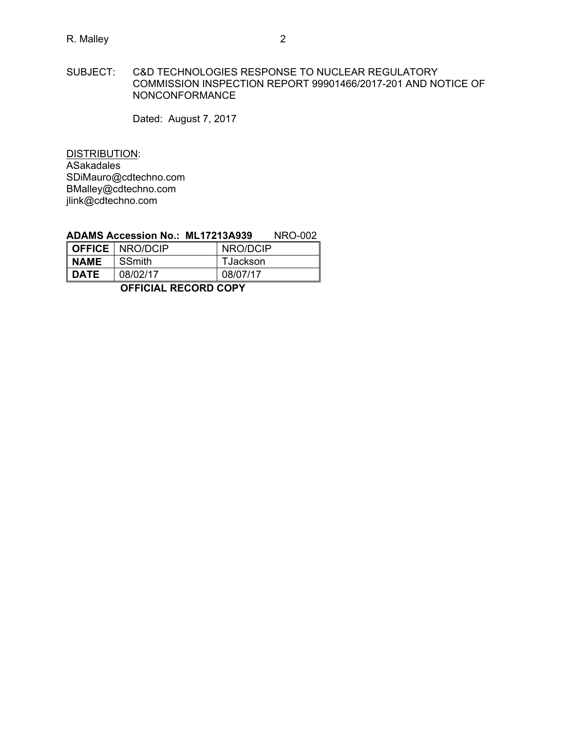SUBJECT: C&D TECHNOLOGIES RESPONSE TO NUCLEAR REGULATORY COMMISSION INSPECTION REPORT 99901466/2017-201 AND NOTICE OF NONCONFORMANCE

Dated: August 7, 2017

DISTRIBUTION:
ASakadales
SDiMauro@cdtechno.com
BMalley@cdtechno.com
jlink@cdtechno.com

**ADAMS Accession No.: ML17213A939** NRO-002

| | | |
|---|---|---|
| **OFFICE** | NRO/DCIP | NRO/DCIP |
| **NAME** | SSmith | TJackson |
| **DATE** | 08/02/17 | 08/07/17 |

**OFFICIAL RECORD COPY**